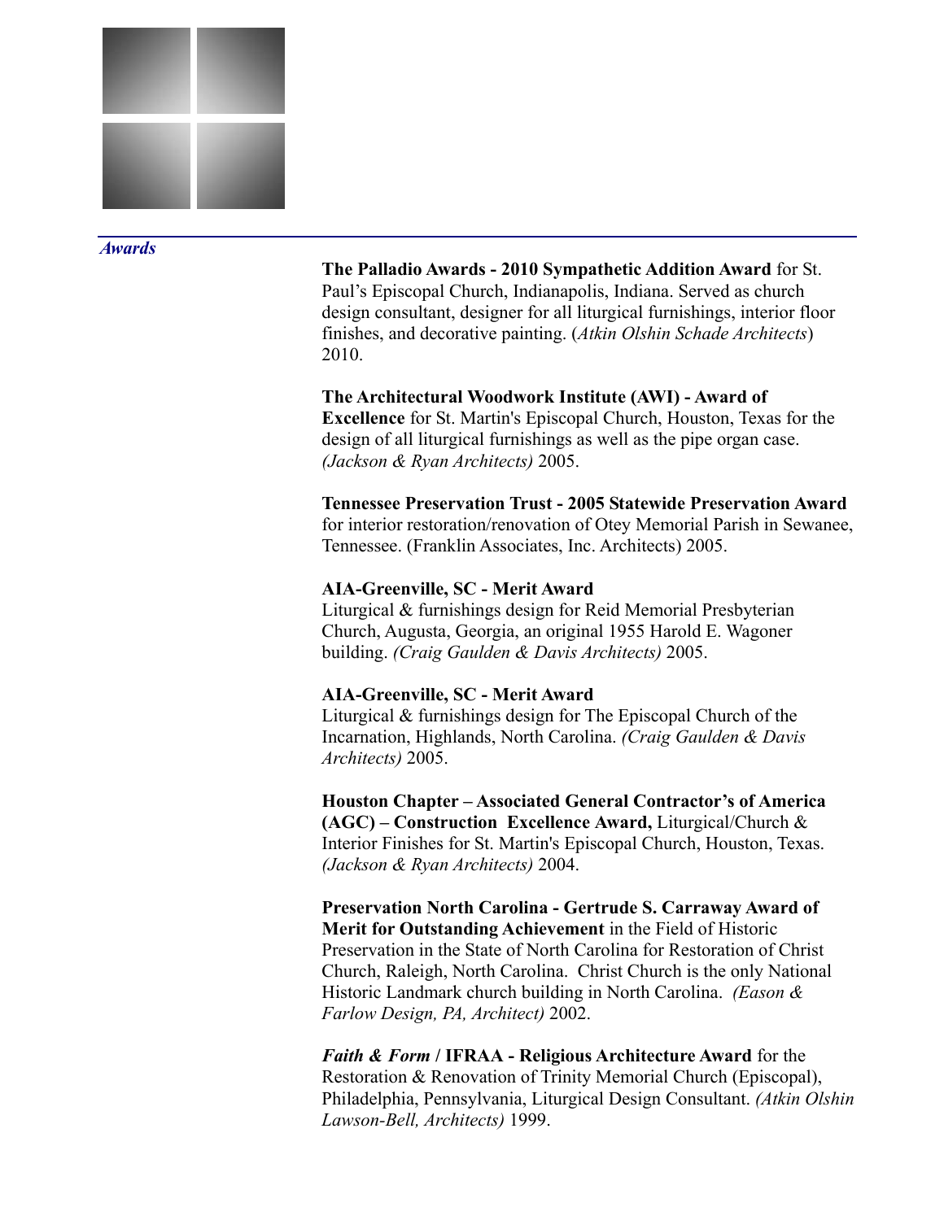## *Awards*

**The Palladio Awards - 2010 Sympathetic Addition Award** for St. Paul's Episcopal Church, Indianapolis, Indiana. Served as church design consultant, designer for all liturgical furnishings, interior floor finishes, and decorative painting. (*Atkin Olshin Schade Architects*) 2010.

**The Architectural Woodwork Institute (AWI) - Award of Excellence** for St. Martin's Episcopal Church, Houston, Texas for the design of all liturgical furnishings as well as the pipe organ case. *(Jackson & Ryan Architects)* 2005.

**Tennessee Preservation Trust - 2005 Statewide Preservation Award** for interior restoration/renovation of Otey Memorial Parish in Sewanee, Tennessee. (Franklin Associates, Inc. Architects) 2005.

**AIA-Greenville, SC - Merit Award**
Liturgical & furnishings design for Reid Memorial Presbyterian Church, Augusta, Georgia, an original 1955 Harold E. Wagoner building. *(Craig Gaulden & Davis Architects)* 2005.

**AIA-Greenville, SC - Merit Award**
Liturgical & furnishings design for The Episcopal Church of the Incarnation, Highlands, North Carolina. *(Craig Gaulden & Davis Architects)* 2005.

**Houston Chapter – Associated General Contractor's of America (AGC) – Construction Excellence Award,** Liturgical/Church & Interior Finishes for St. Martin's Episcopal Church, Houston, Texas. *(Jackson & Ryan Architects)* 2004.

**Preservation North Carolina - Gertrude S. Carraway Award of Merit for Outstanding Achievement** in the Field of Historic Preservation in the State of North Carolina for Restoration of Christ Church, Raleigh, North Carolina. Christ Church is the only National Historic Landmark church building in North Carolina. *(Eason & Farlow Design, PA, Architect)* 2002.

***Faith & Form* / IFRAA - Religious Architecture Award** for the Restoration & Renovation of Trinity Memorial Church (Episcopal), Philadelphia, Pennsylvania, Liturgical Design Consultant. *(Atkin Olshin Lawson-Bell, Architects)* 1999.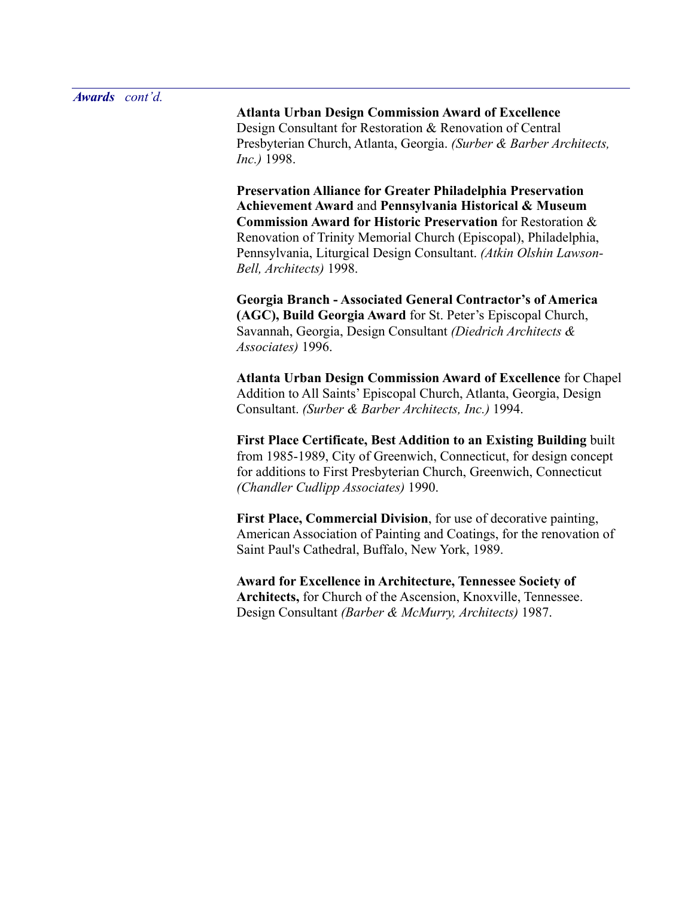***Awards** cont'd.*

**Atlanta Urban Design Commission Award of Excellence**
Design Consultant for Restoration & Renovation of Central Presbyterian Church, Atlanta, Georgia. *(Surber & Barber Architects, Inc.)* 1998.

**Preservation Alliance for Greater Philadelphia Preservation Achievement Award** and **Pennsylvania Historical & Museum Commission Award for Historic Preservation** for Restoration & Renovation of Trinity Memorial Church (Episcopal), Philadelphia, Pennsylvania, Liturgical Design Consultant. *(Atkin Olshin Lawson-Bell, Architects)* 1998.

**Georgia Branch - Associated General Contractor's of America (AGC), Build Georgia Award** for St. Peter's Episcopal Church, Savannah, Georgia, Design Consultant *(Diedrich Architects & Associates)* 1996.

**Atlanta Urban Design Commission Award of Excellence** for Chapel Addition to All Saints' Episcopal Church, Atlanta, Georgia, Design Consultant. *(Surber & Barber Architects, Inc.)* 1994.

**First Place Certificate, Best Addition to an Existing Building** built from 1985-1989, City of Greenwich, Connecticut, for design concept for additions to First Presbyterian Church, Greenwich, Connecticut *(Chandler Cudlipp Associates)* 1990.

**First Place, Commercial Division**, for use of decorative painting, American Association of Painting and Coatings, for the renovation of Saint Paul's Cathedral, Buffalo, New York, 1989.

**Award for Excellence in Architecture, Tennessee Society of Architects,** for Church of the Ascension, Knoxville, Tennessee. Design Consultant *(Barber & McMurry, Architects)* 1987.